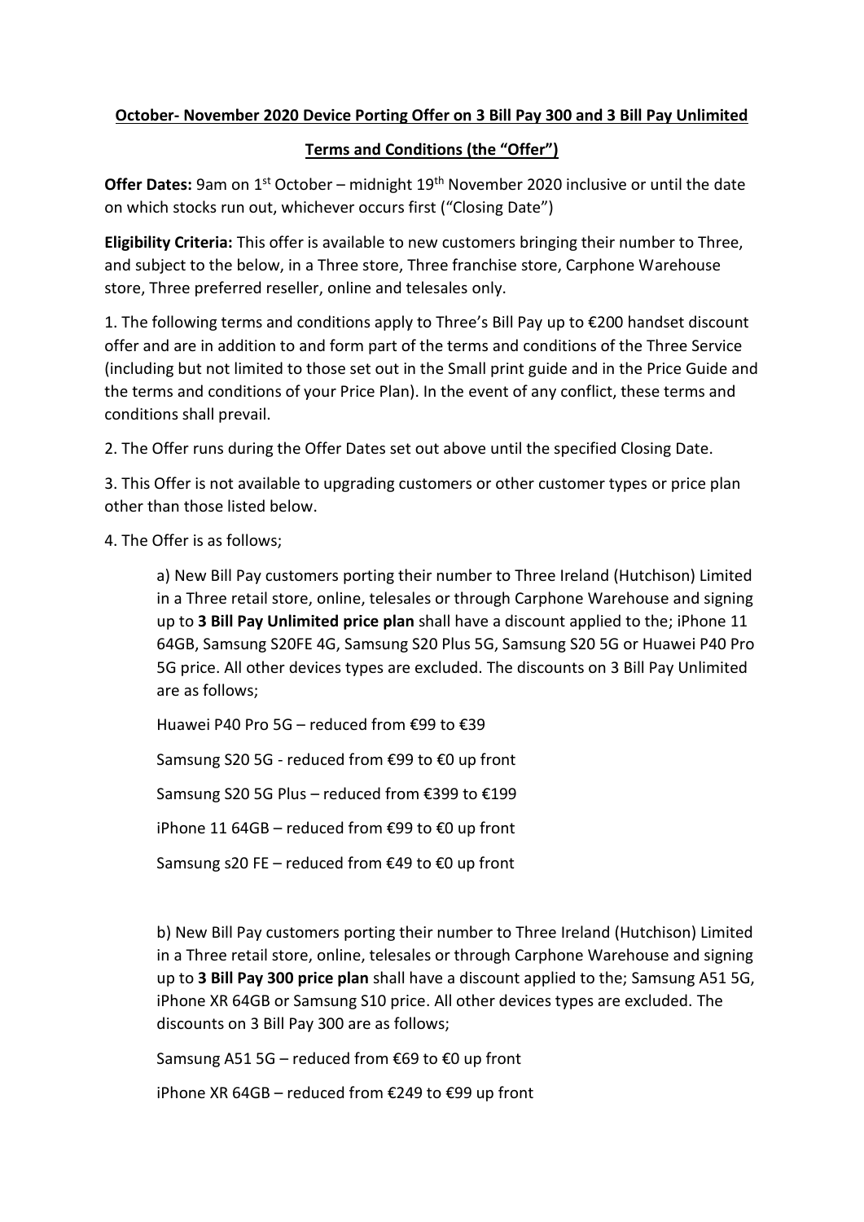**October- November 2020 Device Porting Offer on 3 Bill Pay 300 and 3 Bill Pay Unlimited**

**Terms and Conditions (the "Offer")**

**Offer Dates:** 9am on 1st October – midnight 19th November 2020 inclusive or until the date on which stocks run out, whichever occurs first ("Closing Date")

**Eligibility Criteria:** This offer is available to new customers bringing their number to Three, and subject to the below, in a Three store, Three franchise store, Carphone Warehouse store, Three preferred reseller, online and telesales only.

1. The following terms and conditions apply to Three's Bill Pay up to €200 handset discount offer and are in addition to and form part of the terms and conditions of the Three Service (including but not limited to those set out in the Small print guide and in the Price Guide and the terms and conditions of your Price Plan). In the event of any conflict, these terms and conditions shall prevail.

2. The Offer runs during the Offer Dates set out above until the specified Closing Date.

3. This Offer is not available to upgrading customers or other customer types or price plan other than those listed below.

4. The Offer is as follows;

a) New Bill Pay customers porting their number to Three Ireland (Hutchison) Limited in a Three retail store, online, telesales or through Carphone Warehouse and signing up to **3 Bill Pay Unlimited price plan** shall have a discount applied to the; iPhone 11 64GB, Samsung S20FE 4G, Samsung S20 Plus 5G, Samsung S20 5G or Huawei P40 Pro 5G price. All other devices types are excluded. The discounts on 3 Bill Pay Unlimited are as follows;

Huawei P40 Pro 5G – reduced from €99 to €39

Samsung S20 5G - reduced from €99 to €0 up front

Samsung S20 5G Plus – reduced from €399 to €199

iPhone 11 64GB – reduced from €99 to €0 up front

Samsung s20 FE – reduced from €49 to €0 up front

b) New Bill Pay customers porting their number to Three Ireland (Hutchison) Limited in a Three retail store, online, telesales or through Carphone Warehouse and signing up to **3 Bill Pay 300 price plan** shall have a discount applied to the; Samsung A51 5G, iPhone XR 64GB or Samsung S10 price. All other devices types are excluded. The discounts on 3 Bill Pay 300 are as follows;

Samsung A51 5G – reduced from €69 to €0 up front

iPhone XR 64GB – reduced from €249 to €99 up front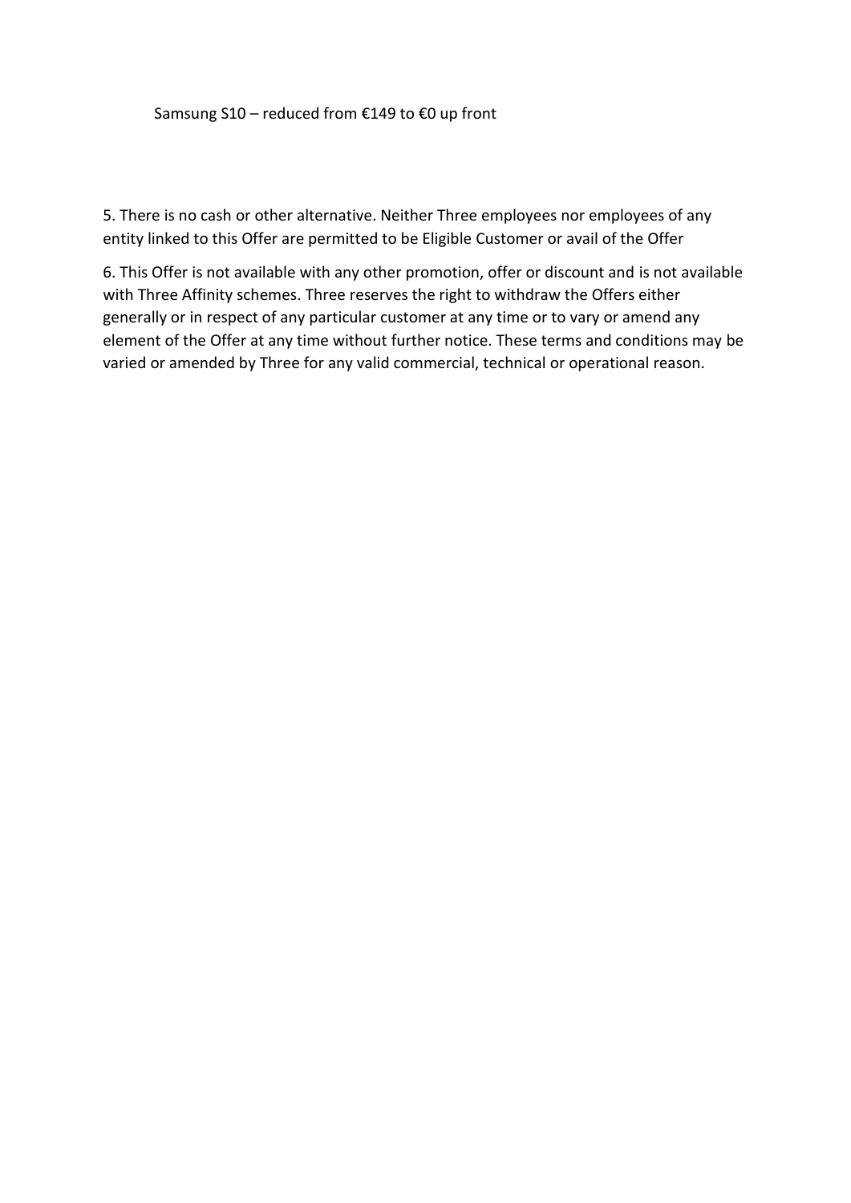Samsung S10 – reduced from €149 to €0 up front

5. There is no cash or other alternative. Neither Three employees nor employees of any entity linked to this Offer are permitted to be Eligible Customer or avail of the Offer

6. This Offer is not available with any other promotion, offer or discount and is not available with Three Affinity schemes. Three reserves the right to withdraw the Offers either generally or in respect of any particular customer at any time or to vary or amend any element of the Offer at any time without further notice. These terms and conditions may be varied or amended by Three for any valid commercial, technical or operational reason.